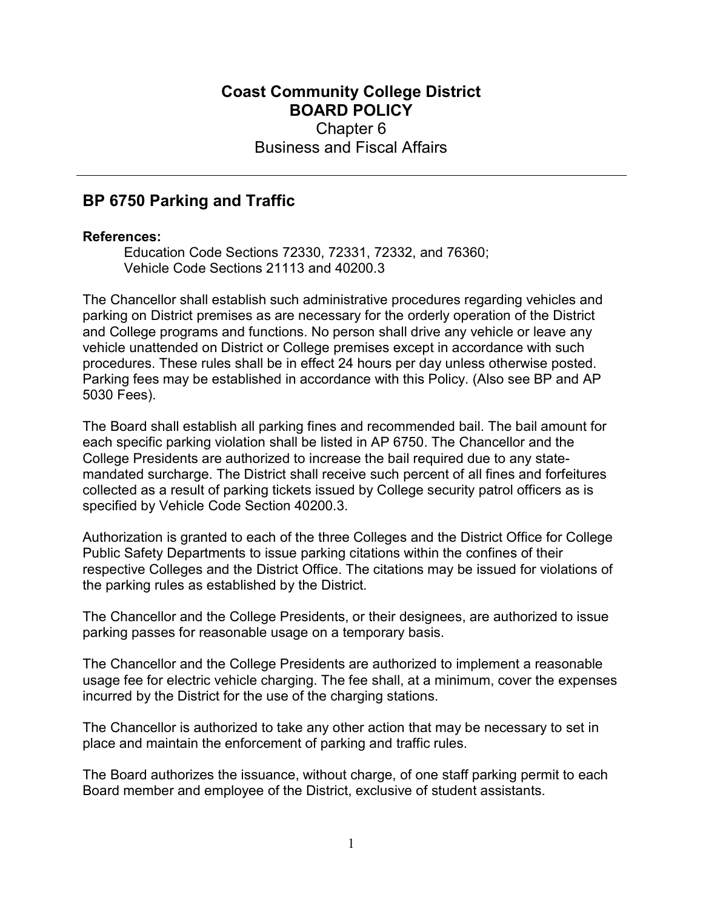# Coast Community College District
# BOARD POLICY
Chapter 6
Business and Fiscal Affairs

---

## BP 6750 Parking and Traffic

**References:**

Education Code Sections 72330, 72331, 72332, and 76360;
Vehicle Code Sections 21113 and 40200.3

The Chancellor shall establish such administrative procedures regarding vehicles and parking on District premises as are necessary for the orderly operation of the District and College programs and functions. No person shall drive any vehicle or leave any vehicle unattended on District or College premises except in accordance with such procedures. These rules shall be in effect 24 hours per day unless otherwise posted. Parking fees may be established in accordance with this Policy. (Also see BP and AP 5030 Fees).

The Board shall establish all parking fines and recommended bail. The bail amount for each specific parking violation shall be listed in AP 6750. The Chancellor and the College Presidents are authorized to increase the bail required due to any state-mandated surcharge. The District shall receive such percent of all fines and forfeitures collected as a result of parking tickets issued by College security patrol officers as is specified by Vehicle Code Section 40200.3.

Authorization is granted to each of the three Colleges and the District Office for College Public Safety Departments to issue parking citations within the confines of their respective Colleges and the District Office. The citations may be issued for violations of the parking rules as established by the District.

The Chancellor and the College Presidents, or their designees, are authorized to issue parking passes for reasonable usage on a temporary basis.

The Chancellor and the College Presidents are authorized to implement a reasonable usage fee for electric vehicle charging. The fee shall, at a minimum, cover the expenses incurred by the District for the use of the charging stations.

The Chancellor is authorized to take any other action that may be necessary to set in place and maintain the enforcement of parking and traffic rules.

The Board authorizes the issuance, without charge, of one staff parking permit to each Board member and employee of the District, exclusive of student assistants.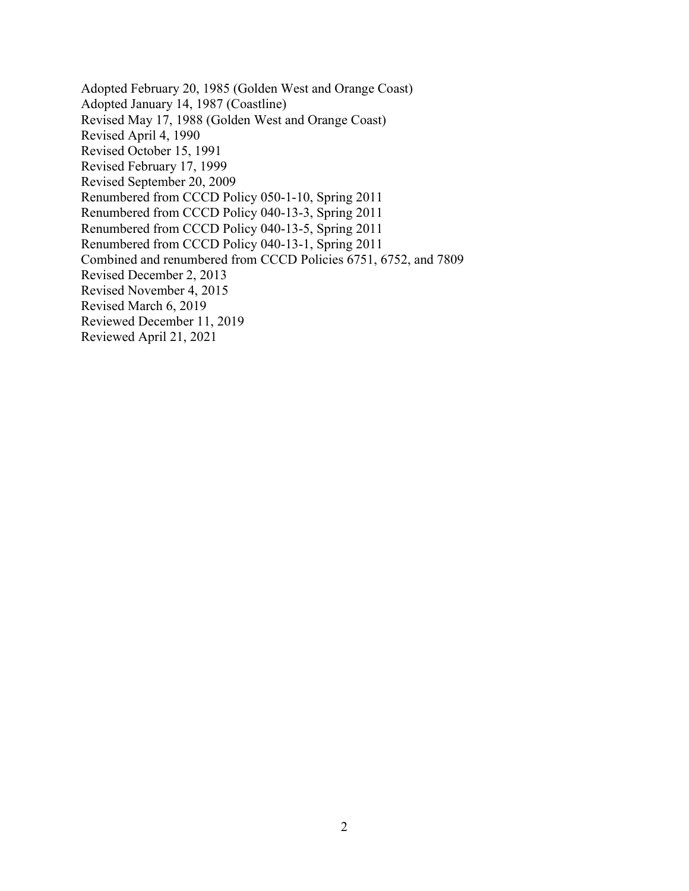Adopted February 20, 1985 (Golden West and Orange Coast)
Adopted January 14, 1987 (Coastline)
Revised May 17, 1988 (Golden West and Orange Coast)
Revised April 4, 1990
Revised October 15, 1991
Revised February 17, 1999
Revised September 20, 2009
Renumbered from CCCD Policy 050-1-10, Spring 2011
Renumbered from CCCD Policy 040-13-3, Spring 2011
Renumbered from CCCD Policy 040-13-5, Spring 2011
Renumbered from CCCD Policy 040-13-1, Spring 2011
Combined and renumbered from CCCD Policies 6751, 6752, and 7809
Revised December 2, 2013
Revised November 4, 2015
Revised March 6, 2019
Reviewed December 11, 2019
Reviewed April 21, 2021